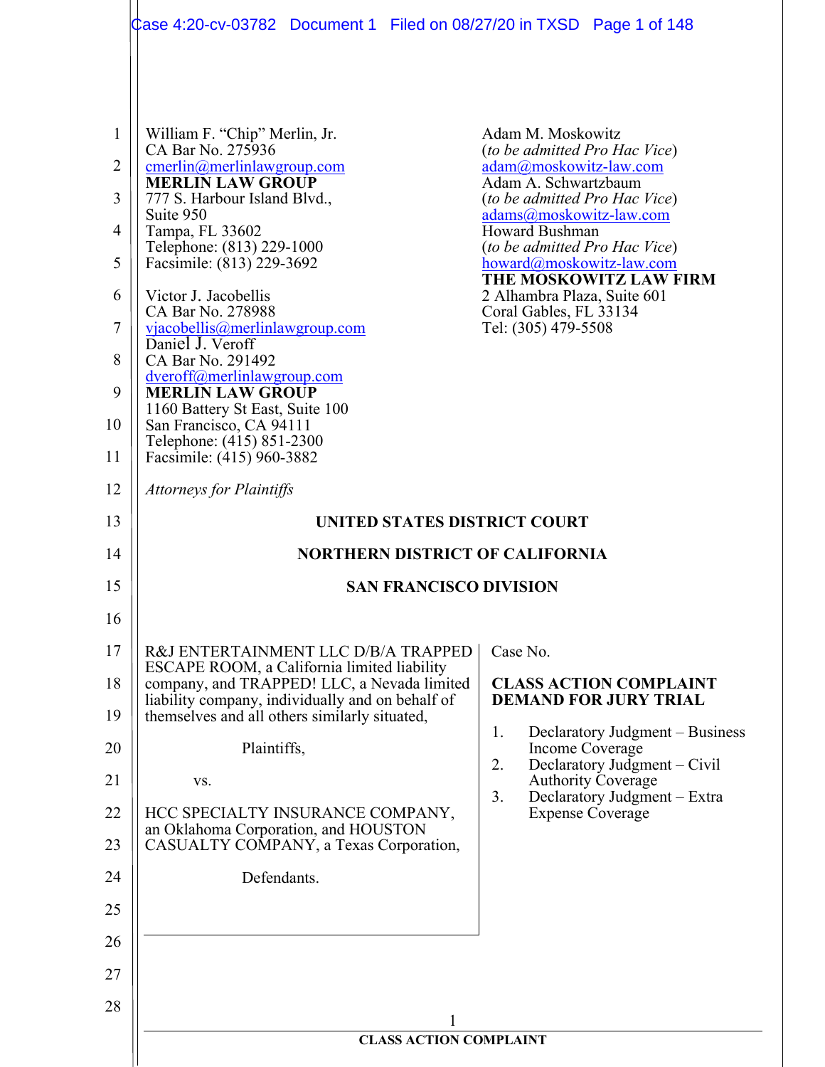William F. "Chip" Merlin, Jr.
CA Bar No. 275936
cmerlin@merlinlawgroup.com
**MERLIN LAW GROUP**
777 S. Harbour Island Blvd.,
Suite 950
Tampa, FL 33602
Telephone: (813) 229-1000
Facsimile: (813) 229-3692

Victor J. Jacobellis
CA Bar No. 278988
vjacobellis@merlinlawgroup.com
Daniel J. Veroff
CA Bar No. 291492
dveroff@merlinlawgroup.com
**MERLIN LAW GROUP**
1160 Battery St East, Suite 100
San Francisco, CA 94111
Telephone: (415) 851-2300
Facsimile: (415) 960-3882

Adam M. Moskowitz
(*to be admitted Pro Hac Vice*)
adam@moskowitz-law.com
Adam A. Schwartzbaum
(*to be admitted Pro Hac Vice*)
adams@moskowitz-law.com
Howard Bushman
(*to be admitted Pro Hac Vice*)
howard@moskowitz-law.com
**THE MOSKOWITZ LAW FIRM**
2 Alhambra Plaza, Suite 601
Coral Gables, FL 33134
Tel: (305) 479-5508

*Attorneys for Plaintiffs*

**UNITED STATES DISTRICT COURT**

**NORTHERN DISTRICT OF CALIFORNIA**

**SAN FRANCISCO DIVISION**

R&J ENTERTAINMENT LLC D/B/A TRAPPED ESCAPE ROOM, a California limited liability company, and TRAPPED! LLC, a Nevada limited liability company, individually and on behalf of themselves and all others similarly situated,

Plaintiffs,

vs.

HCC SPECIALTY INSURANCE COMPANY, an Oklahoma Corporation, and HOUSTON CASUALTY COMPANY, a Texas Corporation,

Defendants.

Case No.

**CLASS ACTION COMPLAINT DEMAND FOR JURY TRIAL**

1. Declaratory Judgment – Business Income Coverage
2. Declaratory Judgment – Civil Authority Coverage
3. Declaratory Judgment – Extra Expense Coverage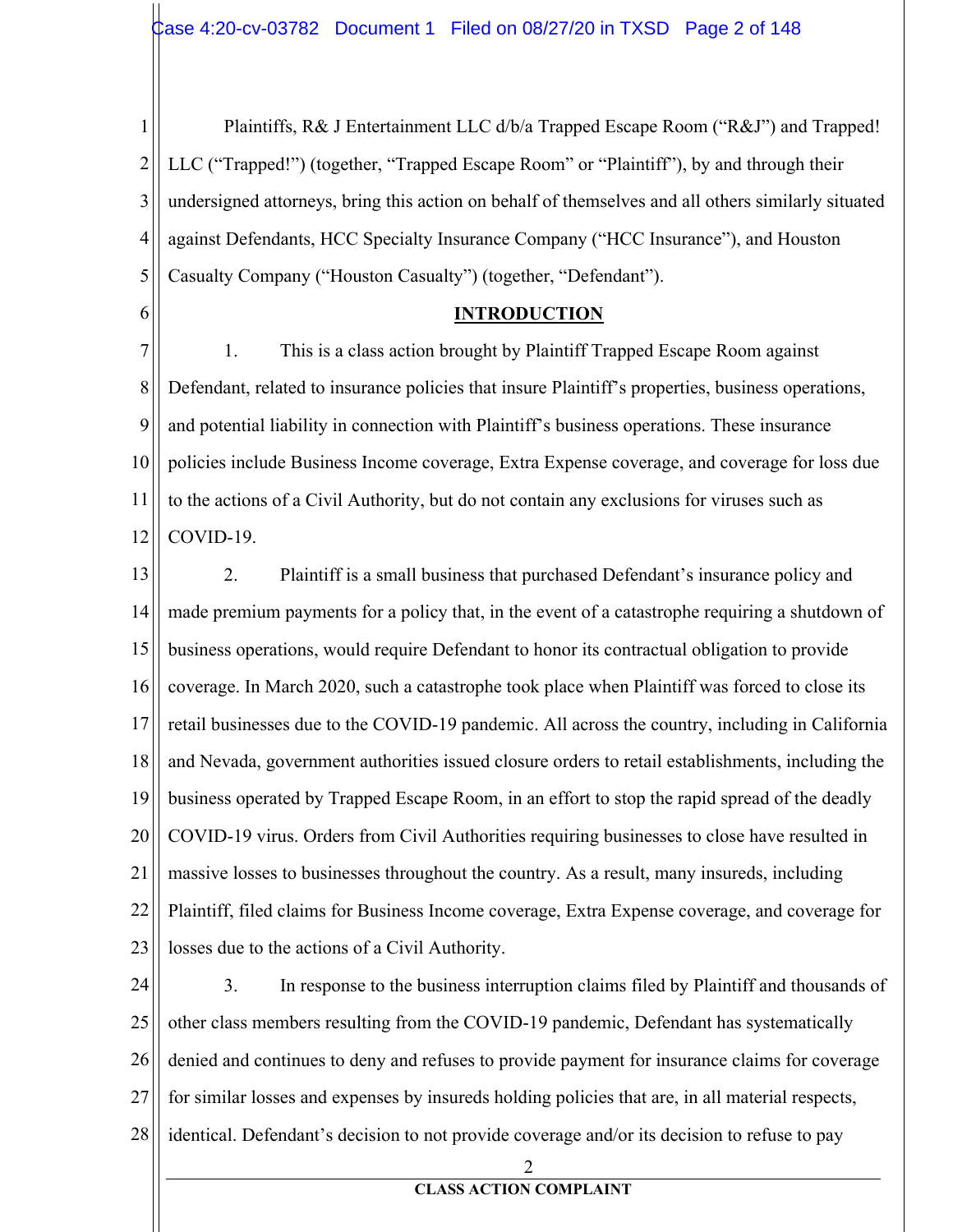Plaintiffs, R& J Entertainment LLC d/b/a Trapped Escape Room ("R&J") and Trapped! LLC ("Trapped!") (together, "Trapped Escape Room" or "Plaintiff"), by and through their undersigned attorneys, bring this action on behalf of themselves and all others similarly situated against Defendants, HCC Specialty Insurance Company ("HCC Insurance"), and Houston Casualty Company ("Houston Casualty") (together, "Defendant").

## INTRODUCTION

1. This is a class action brought by Plaintiff Trapped Escape Room against Defendant, related to insurance policies that insure Plaintiff's properties, business operations, and potential liability in connection with Plaintiff's business operations. These insurance policies include Business Income coverage, Extra Expense coverage, and coverage for loss due to the actions of a Civil Authority, but do not contain any exclusions for viruses such as COVID-19.

2. Plaintiff is a small business that purchased Defendant's insurance policy and made premium payments for a policy that, in the event of a catastrophe requiring a shutdown of business operations, would require Defendant to honor its contractual obligation to provide coverage. In March 2020, such a catastrophe took place when Plaintiff was forced to close its retail businesses due to the COVID-19 pandemic. All across the country, including in California and Nevada, government authorities issued closure orders to retail establishments, including the business operated by Trapped Escape Room, in an effort to stop the rapid spread of the deadly COVID-19 virus. Orders from Civil Authorities requiring businesses to close have resulted in massive losses to businesses throughout the country. As a result, many insureds, including Plaintiff, filed claims for Business Income coverage, Extra Expense coverage, and coverage for losses due to the actions of a Civil Authority.

3. In response to the business interruption claims filed by Plaintiff and thousands of other class members resulting from the COVID-19 pandemic, Defendant has systematically denied and continues to deny and refuses to provide payment for insurance claims for coverage for similar losses and expenses by insureds holding policies that are, in all material respects, identical. Defendant's decision to not provide coverage and/or its decision to refuse to pay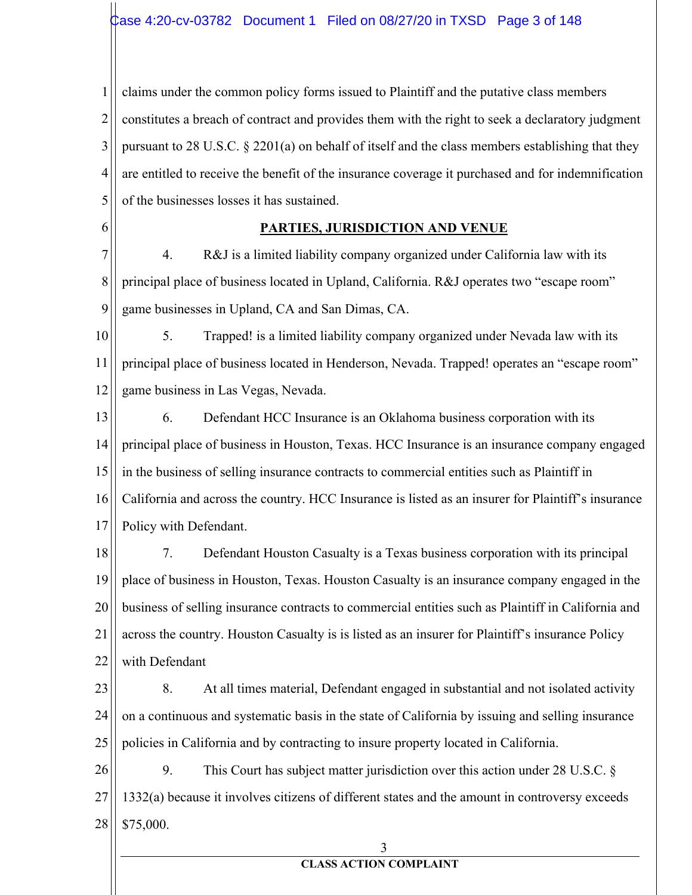claims under the common policy forms issued to Plaintiff and the putative class members constitutes a breach of contract and provides them with the right to seek a declaratory judgment pursuant to 28 U.S.C. § 2201(a) on behalf of itself and the class members establishing that they are entitled to receive the benefit of the insurance coverage it purchased and for indemnification of the businesses losses it has sustained.

## PARTIES, JURISDICTION AND VENUE

4. R&J is a limited liability company organized under California law with its principal place of business located in Upland, California. R&J operates two "escape room" game businesses in Upland, CA and San Dimas, CA.

5. Trapped! is a limited liability company organized under Nevada law with its principal place of business located in Henderson, Nevada. Trapped! operates an "escape room" game business in Las Vegas, Nevada.

6. Defendant HCC Insurance is an Oklahoma business corporation with its principal place of business in Houston, Texas. HCC Insurance is an insurance company engaged in the business of selling insurance contracts to commercial entities such as Plaintiff in California and across the country. HCC Insurance is listed as an insurer for Plaintiff's insurance Policy with Defendant.

7. Defendant Houston Casualty is a Texas business corporation with its principal place of business in Houston, Texas. Houston Casualty is an insurance company engaged in the business of selling insurance contracts to commercial entities such as Plaintiff in California and across the country. Houston Casualty is is listed as an insurer for Plaintiff's insurance Policy with Defendant

8. At all times material, Defendant engaged in substantial and not isolated activity on a continuous and systematic basis in the state of California by issuing and selling insurance policies in California and by contracting to insure property located in California.

9. This Court has subject matter jurisdiction over this action under 28 U.S.C. § 1332(a) because it involves citizens of different states and the amount in controversy exceeds $75,000.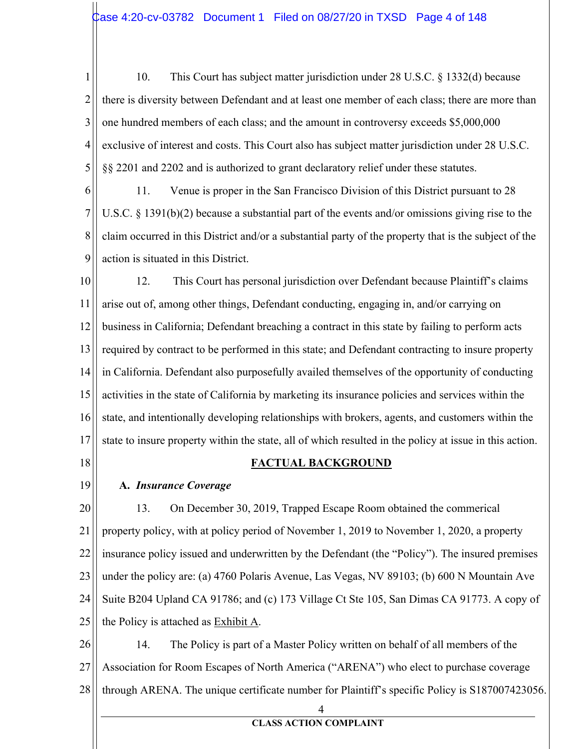10. This Court has subject matter jurisdiction under 28 U.S.C. § 1332(d) because there is diversity between Defendant and at least one member of each class; there are more than one hundred members of each class; and the amount in controversy exceeds $5,000,000 exclusive of interest and costs. This Court also has subject matter jurisdiction under 28 U.S.C. §§ 2201 and 2202 and is authorized to grant declaratory relief under these statutes.

11. Venue is proper in the San Francisco Division of this District pursuant to 28 U.S.C. § 1391(b)(2) because a substantial part of the events and/or omissions giving rise to the claim occurred in this District and/or a substantial party of the property that is the subject of the action is situated in this District.

12. This Court has personal jurisdiction over Defendant because Plaintiff's claims arise out of, among other things, Defendant conducting, engaging in, and/or carrying on business in California; Defendant breaching a contract in this state by failing to perform acts required by contract to be performed in this state; and Defendant contracting to insure property in California. Defendant also purposefully availed themselves of the opportunity of conducting activities in the state of California by marketing its insurance policies and services within the state, and intentionally developing relationships with brokers, agents, and customers within the state to insure property within the state, all of which resulted in the policy at issue in this action.

## FACTUAL BACKGROUND

### A. *Insurance Coverage*

13. On December 30, 2019, Trapped Escape Room obtained the commerical property policy, with at policy period of November 1, 2019 to November 1, 2020, a property insurance policy issued and underwritten by the Defendant (the "Policy"). The insured premises under the policy are: (a) 4760 Polaris Avenue, Las Vegas, NV 89103; (b) 600 N Mountain Ave Suite B204 Upland CA 91786; and (c) 173 Village Ct Ste 105, San Dimas CA 91773. A copy of the Policy is attached as Exhibit A.

14. The Policy is part of a Master Policy written on behalf of all members of the Association for Room Escapes of North America ("ARENA") who elect to purchase coverage through ARENA. The unique certificate number for Plaintiff's specific Policy is S187007423056.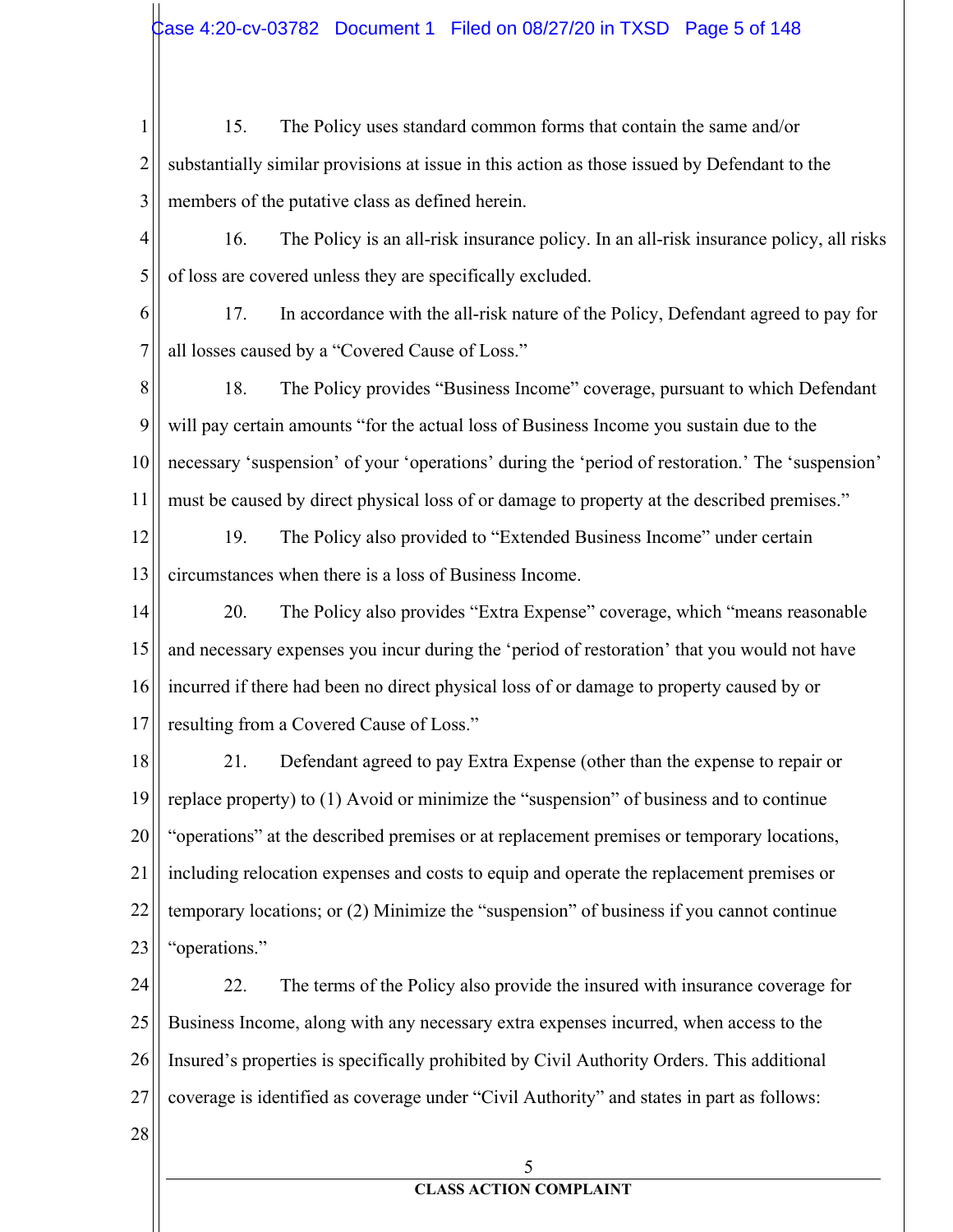15. The Policy uses standard common forms that contain the same and/or substantially similar provisions at issue in this action as those issued by Defendant to the members of the putative class as defined herein.

16. The Policy is an all-risk insurance policy. In an all-risk insurance policy, all risks of loss are covered unless they are specifically excluded.

17. In accordance with the all-risk nature of the Policy, Defendant agreed to pay for all losses caused by a "Covered Cause of Loss."

18. The Policy provides "Business Income" coverage, pursuant to which Defendant will pay certain amounts "for the actual loss of Business Income you sustain due to the necessary 'suspension' of your 'operations' during the 'period of restoration.' The 'suspension' must be caused by direct physical loss of or damage to property at the described premises."

19. The Policy also provided to "Extended Business Income" under certain circumstances when there is a loss of Business Income.

20. The Policy also provides "Extra Expense" coverage, which "means reasonable and necessary expenses you incur during the 'period of restoration' that you would not have incurred if there had been no direct physical loss of or damage to property caused by or resulting from a Covered Cause of Loss."

21. Defendant agreed to pay Extra Expense (other than the expense to repair or replace property) to (1) Avoid or minimize the "suspension" of business and to continue "operations" at the described premises or at replacement premises or temporary locations, including relocation expenses and costs to equip and operate the replacement premises or temporary locations; or (2) Minimize the "suspension" of business if you cannot continue "operations."

22. The terms of the Policy also provide the insured with insurance coverage for Business Income, along with any necessary extra expenses incurred, when access to the Insured's properties is specifically prohibited by Civil Authority Orders. This additional coverage is identified as coverage under "Civil Authority" and states in part as follows: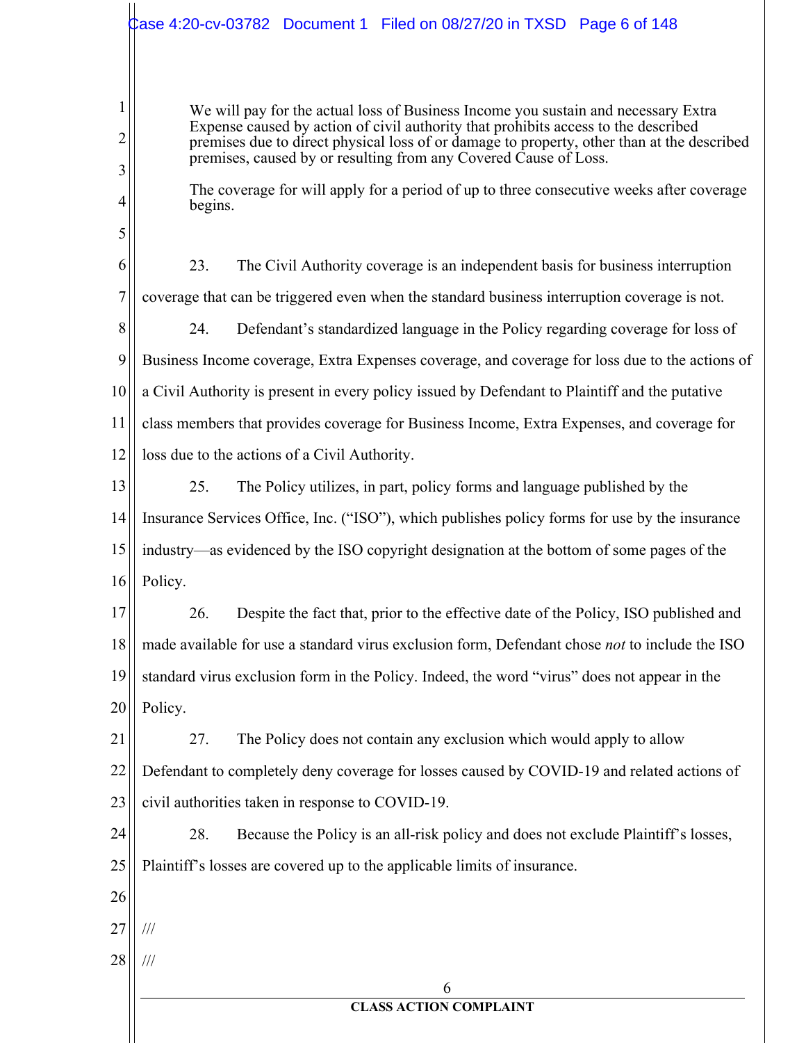> We will pay for the actual loss of Business Income you sustain and necessary Extra Expense caused by action of civil authority that prohibits access to the described premises due to direct physical loss of or damage to property, other than at the described premises, caused by or resulting from any Covered Cause of Loss.
>
> The coverage for will apply for a period of up to three consecutive weeks after coverage begins.

23. The Civil Authority coverage is an independent basis for business interruption coverage that can be triggered even when the standard business interruption coverage is not.

24. Defendant's standardized language in the Policy regarding coverage for loss of Business Income coverage, Extra Expenses coverage, and coverage for loss due to the actions of a Civil Authority is present in every policy issued by Defendant to Plaintiff and the putative class members that provides coverage for Business Income, Extra Expenses, and coverage for loss due to the actions of a Civil Authority.

25. The Policy utilizes, in part, policy forms and language published by the Insurance Services Office, Inc. ("ISO"), which publishes policy forms for use by the insurance industry—as evidenced by the ISO copyright designation at the bottom of some pages of the Policy.

26. Despite the fact that, prior to the effective date of the Policy, ISO published and made available for use a standard virus exclusion form, Defendant chose *not* to include the ISO standard virus exclusion form in the Policy. Indeed, the word "virus" does not appear in the Policy.

27. The Policy does not contain any exclusion which would apply to allow Defendant to completely deny coverage for losses caused by COVID-19 and related actions of civil authorities taken in response to COVID-19.

28. Because the Policy is an all-risk policy and does not exclude Plaintiff's losses, Plaintiff's losses are covered up to the applicable limits of insurance.

///

///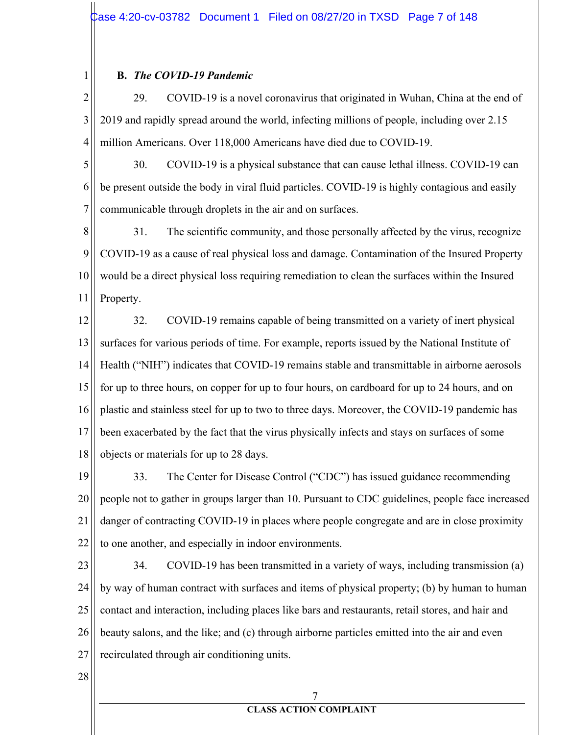### B. *The COVID-19 Pandemic*

29. COVID-19 is a novel coronavirus that originated in Wuhan, China at the end of 2019 and rapidly spread around the world, infecting millions of people, including over 2.15 million Americans. Over 118,000 Americans have died due to COVID-19.

30. COVID-19 is a physical substance that can cause lethal illness. COVID-19 can be present outside the body in viral fluid particles. COVID-19 is highly contagious and easily communicable through droplets in the air and on surfaces.

31. The scientific community, and those personally affected by the virus, recognize COVID-19 as a cause of real physical loss and damage. Contamination of the Insured Property would be a direct physical loss requiring remediation to clean the surfaces within the Insured Property.

32. COVID-19 remains capable of being transmitted on a variety of inert physical surfaces for various periods of time. For example, reports issued by the National Institute of Health ("NIH") indicates that COVID-19 remains stable and transmittable in airborne aerosols for up to three hours, on copper for up to four hours, on cardboard for up to 24 hours, and on plastic and stainless steel for up to two to three days. Moreover, the COVID-19 pandemic has been exacerbated by the fact that the virus physically infects and stays on surfaces of some objects or materials for up to 28 days.

33. The Center for Disease Control ("CDC") has issued guidance recommending people not to gather in groups larger than 10. Pursuant to CDC guidelines, people face increased danger of contracting COVID-19 in places where people congregate and are in close proximity to one another, and especially in indoor environments.

34. COVID-19 has been transmitted in a variety of ways, including transmission (a) by way of human contract with surfaces and items of physical property; (b) by human to human contact and interaction, including places like bars and restaurants, retail stores, and hair and beauty salons, and the like; and (c) through airborne particles emitted into the air and even recirculated through air conditioning units.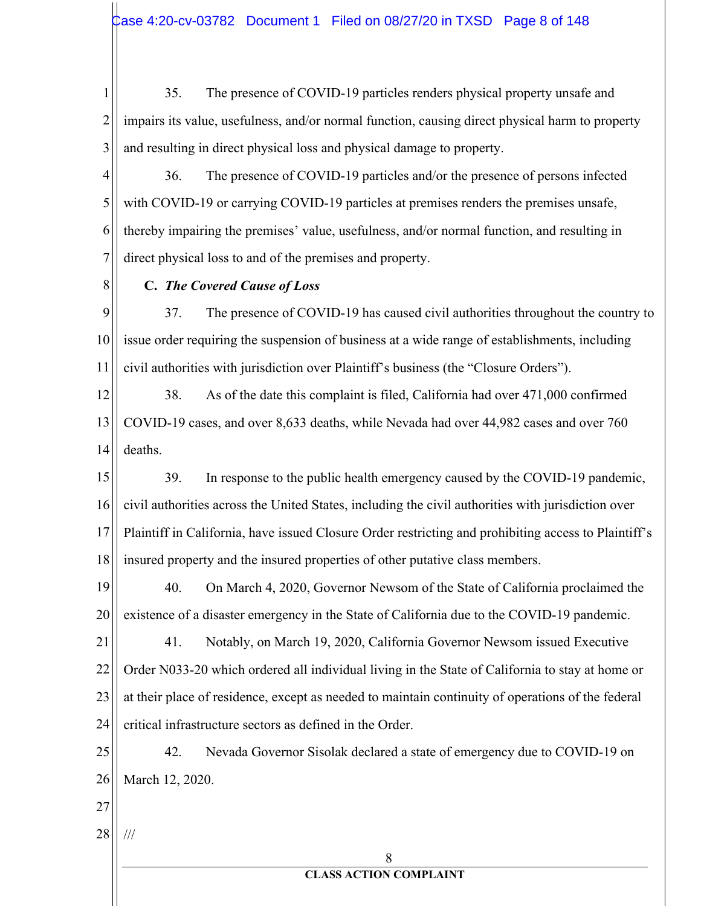35. The presence of COVID-19 particles renders physical property unsafe and impairs its value, usefulness, and/or normal function, causing direct physical harm to property and resulting in direct physical loss and physical damage to property.

36. The presence of COVID-19 particles and/or the presence of persons infected with COVID-19 or carrying COVID-19 particles at premises renders the premises unsafe, thereby impairing the premises' value, usefulness, and/or normal function, and resulting in direct physical loss to and of the premises and property.

**C. *The Covered Cause of Loss***

37. The presence of COVID-19 has caused civil authorities throughout the country to issue order requiring the suspension of business at a wide range of establishments, including civil authorities with jurisdiction over Plaintiff's business (the "Closure Orders").

38. As of the date this complaint is filed, California had over 471,000 confirmed COVID-19 cases, and over 8,633 deaths, while Nevada had over 44,982 cases and over 760 deaths.

39. In response to the public health emergency caused by the COVID-19 pandemic, civil authorities across the United States, including the civil authorities with jurisdiction over Plaintiff in California, have issued Closure Order restricting and prohibiting access to Plaintiff's insured property and the insured properties of other putative class members.

40. On March 4, 2020, Governor Newsom of the State of California proclaimed the existence of a disaster emergency in the State of California due to the COVID-19 pandemic.

41. Notably, on March 19, 2020, California Governor Newsom issued Executive Order N033-20 which ordered all individual living in the State of California to stay at home or at their place of residence, except as needed to maintain continuity of operations of the federal critical infrastructure sectors as defined in the Order.

42. Nevada Governor Sisolak declared a state of emergency due to COVID-19 on March 12, 2020.

///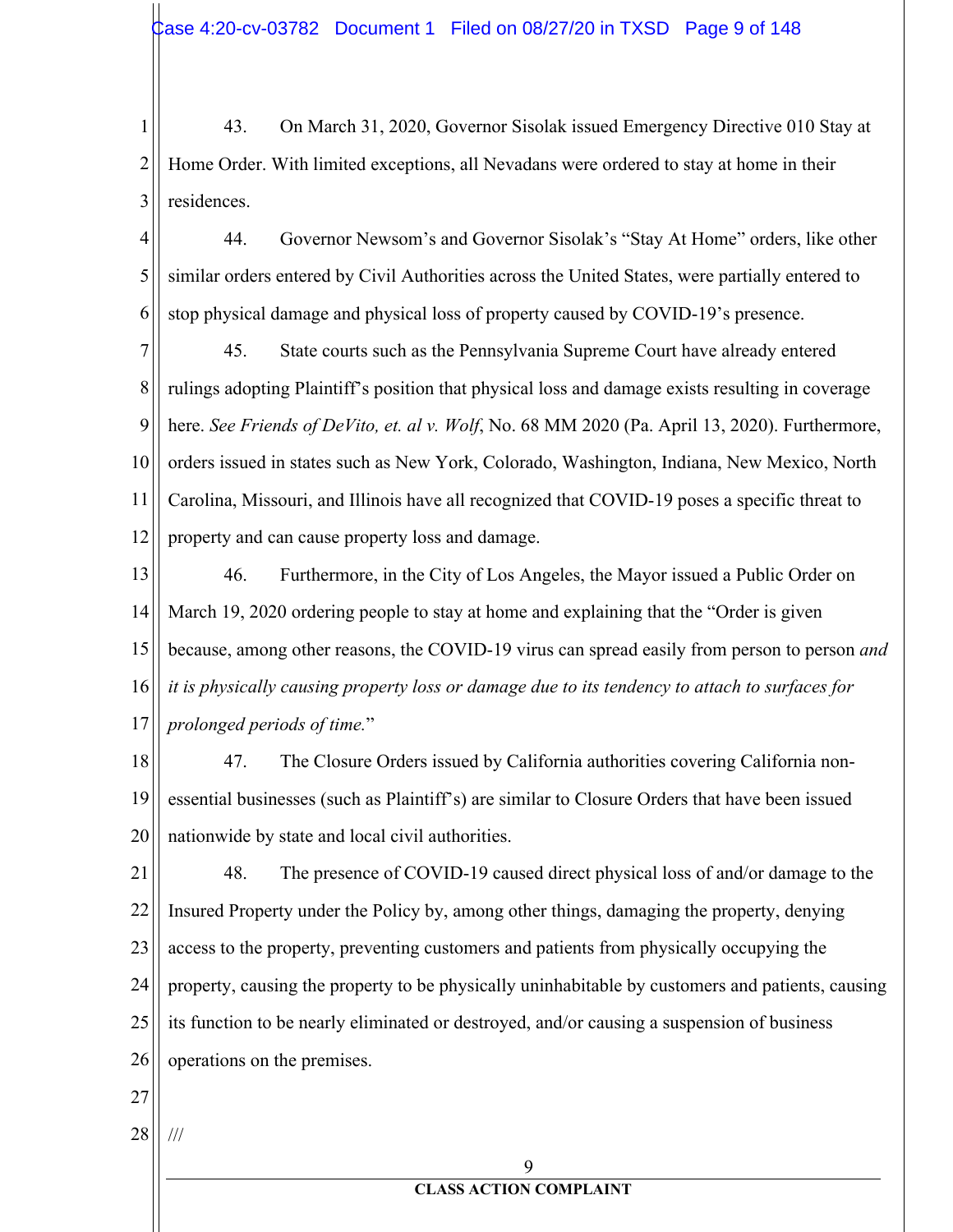43. On March 31, 2020, Governor Sisolak issued Emergency Directive 010 Stay at Home Order. With limited exceptions, all Nevadans were ordered to stay at home in their residences.

44. Governor Newsom's and Governor Sisolak's "Stay At Home" orders, like other similar orders entered by Civil Authorities across the United States, were partially entered to stop physical damage and physical loss of property caused by COVID-19's presence.

45. State courts such as the Pennsylvania Supreme Court have already entered rulings adopting Plaintiff's position that physical loss and damage exists resulting in coverage here. *See Friends of DeVito, et. al v. Wolf*, No. 68 MM 2020 (Pa. April 13, 2020). Furthermore, orders issued in states such as New York, Colorado, Washington, Indiana, New Mexico, North Carolina, Missouri, and Illinois have all recognized that COVID-19 poses a specific threat to property and can cause property loss and damage.

46. Furthermore, in the City of Los Angeles, the Mayor issued a Public Order on March 19, 2020 ordering people to stay at home and explaining that the "Order is given because, among other reasons, the COVID-19 virus can spread easily from person to person *and it is physically causing property loss or damage due to its tendency to attach to surfaces for prolonged periods of time.*"

47. The Closure Orders issued by California authorities covering California non-essential businesses (such as Plaintiff's) are similar to Closure Orders that have been issued nationwide by state and local civil authorities.

48. The presence of COVID-19 caused direct physical loss of and/or damage to the Insured Property under the Policy by, among other things, damaging the property, denying access to the property, preventing customers and patients from physically occupying the property, causing the property to be physically uninhabitable by customers and patients, causing its function to be nearly eliminated or destroyed, and/or causing a suspension of business operations on the premises.

///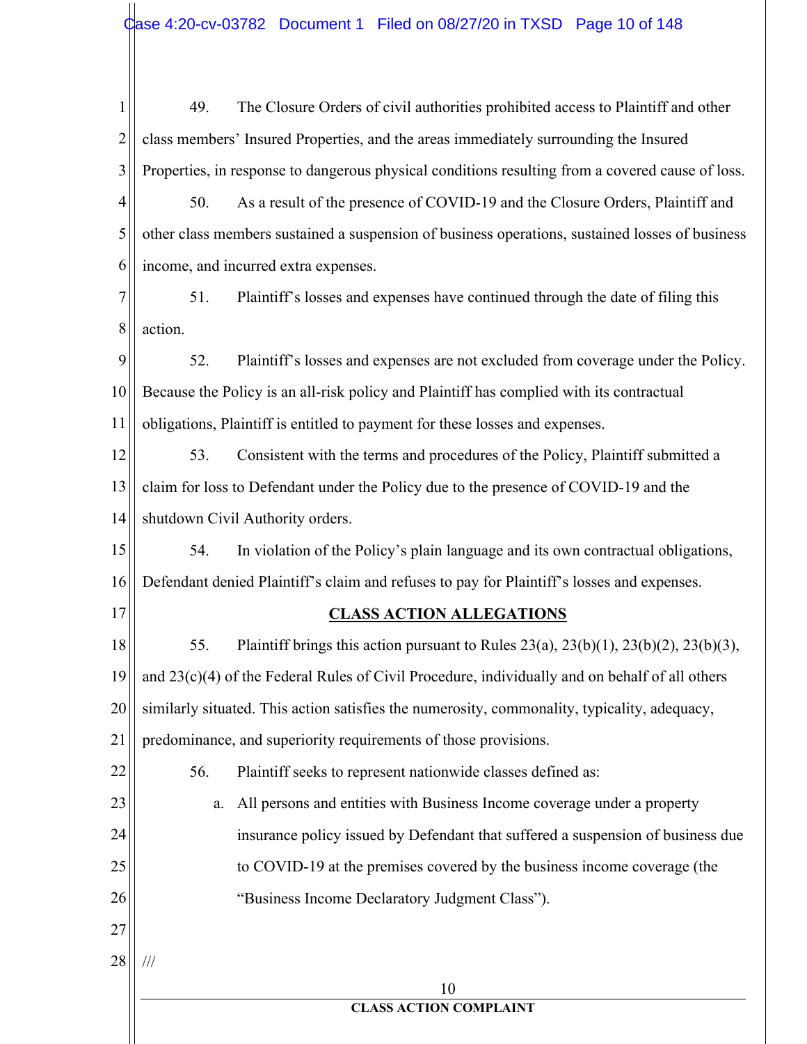49. The Closure Orders of civil authorities prohibited access to Plaintiff and other class members' Insured Properties, and the areas immediately surrounding the Insured Properties, in response to dangerous physical conditions resulting from a covered cause of loss.

50. As a result of the presence of COVID-19 and the Closure Orders, Plaintiff and other class members sustained a suspension of business operations, sustained losses of business income, and incurred extra expenses.

51. Plaintiff's losses and expenses have continued through the date of filing this action.

52. Plaintiff's losses and expenses are not excluded from coverage under the Policy. Because the Policy is an all-risk policy and Plaintiff has complied with its contractual obligations, Plaintiff is entitled to payment for these losses and expenses.

53. Consistent with the terms and procedures of the Policy, Plaintiff submitted a claim for loss to Defendant under the Policy due to the presence of COVID-19 and the shutdown Civil Authority orders.

54. In violation of the Policy's plain language and its own contractual obligations, Defendant denied Plaintiff's claim and refuses to pay for Plaintiff's losses and expenses.

## CLASS ACTION ALLEGATIONS

55. Plaintiff brings this action pursuant to Rules 23(a), 23(b)(1), 23(b)(2), 23(b)(3), and 23(c)(4) of the Federal Rules of Civil Procedure, individually and on behalf of all others similarly situated. This action satisfies the numerosity, commonality, typicality, adequacy, predominance, and superiority requirements of those provisions.

56. Plaintiff seeks to represent nationwide classes defined as:

a. All persons and entities with Business Income coverage under a property insurance policy issued by Defendant that suffered a suspension of business due to COVID-19 at the premises covered by the business income coverage (the "Business Income Declaratory Judgment Class").

///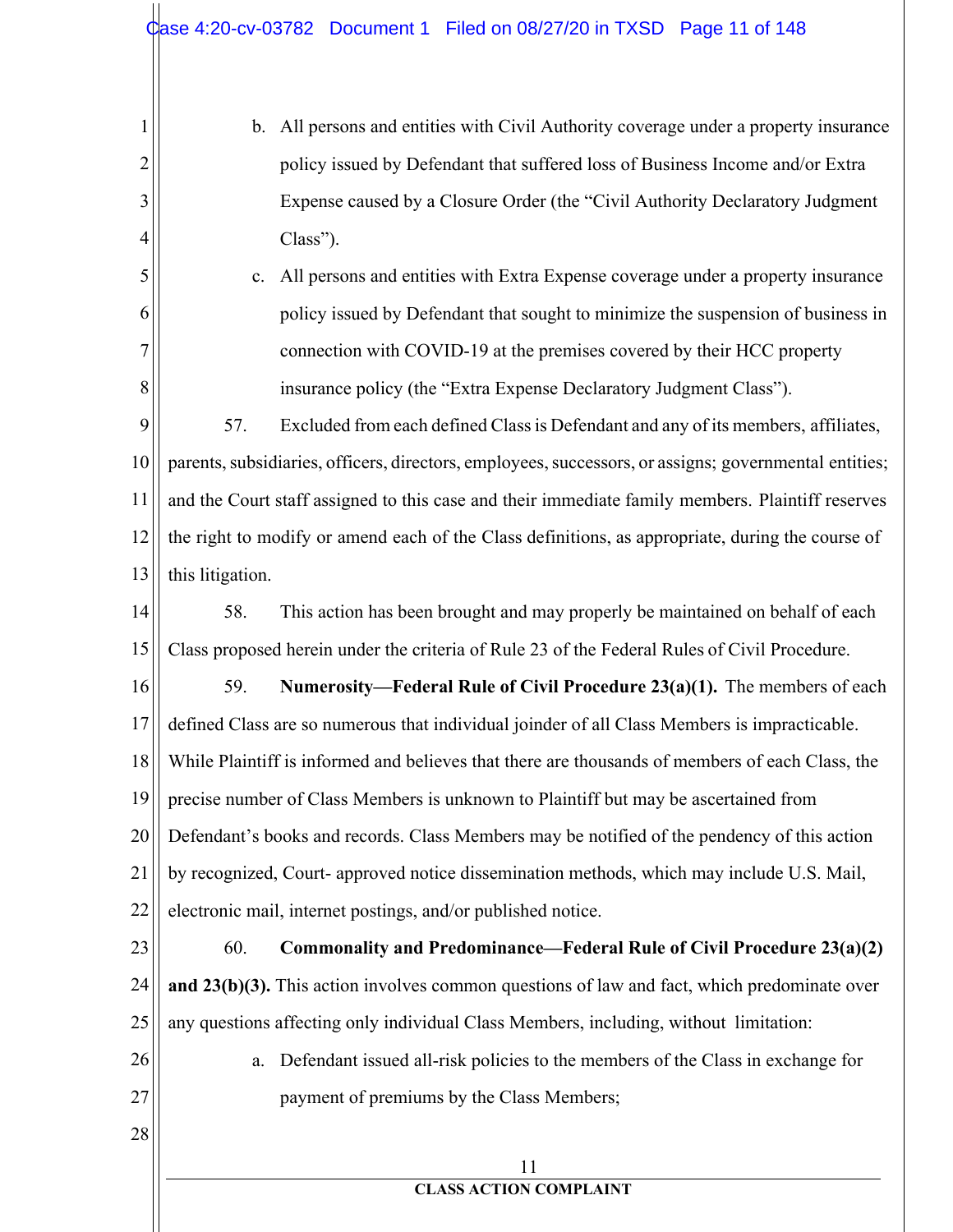b. All persons and entities with Civil Authority coverage under a property insurance policy issued by Defendant that suffered loss of Business Income and/or Extra Expense caused by a Closure Order (the "Civil Authority Declaratory Judgment Class").

c. All persons and entities with Extra Expense coverage under a property insurance policy issued by Defendant that sought to minimize the suspension of business in connection with COVID-19 at the premises covered by their HCC property insurance policy (the "Extra Expense Declaratory Judgment Class").

57. Excluded from each defined Class is Defendant and any of its members, affiliates, parents, subsidiaries, officers, directors, employees, successors, or assigns; governmental entities; and the Court staff assigned to this case and their immediate family members. Plaintiff reserves the right to modify or amend each of the Class definitions, as appropriate, during the course of this litigation.

58. This action has been brought and may properly be maintained on behalf of each Class proposed herein under the criteria of Rule 23 of the Federal Rules of Civil Procedure.

59. **Numerosity—Federal Rule of Civil Procedure 23(a)(1).** The members of each defined Class are so numerous that individual joinder of all Class Members is impracticable. While Plaintiff is informed and believes that there are thousands of members of each Class, the precise number of Class Members is unknown to Plaintiff but may be ascertained from Defendant's books and records. Class Members may be notified of the pendency of this action by recognized, Court- approved notice dissemination methods, which may include U.S. Mail, electronic mail, internet postings, and/or published notice.

60. **Commonality and Predominance—Federal Rule of Civil Procedure 23(a)(2) and 23(b)(3).** This action involves common questions of law and fact, which predominate over any questions affecting only individual Class Members, including, without limitation:

a. Defendant issued all-risk policies to the members of the Class in exchange for payment of premiums by the Class Members;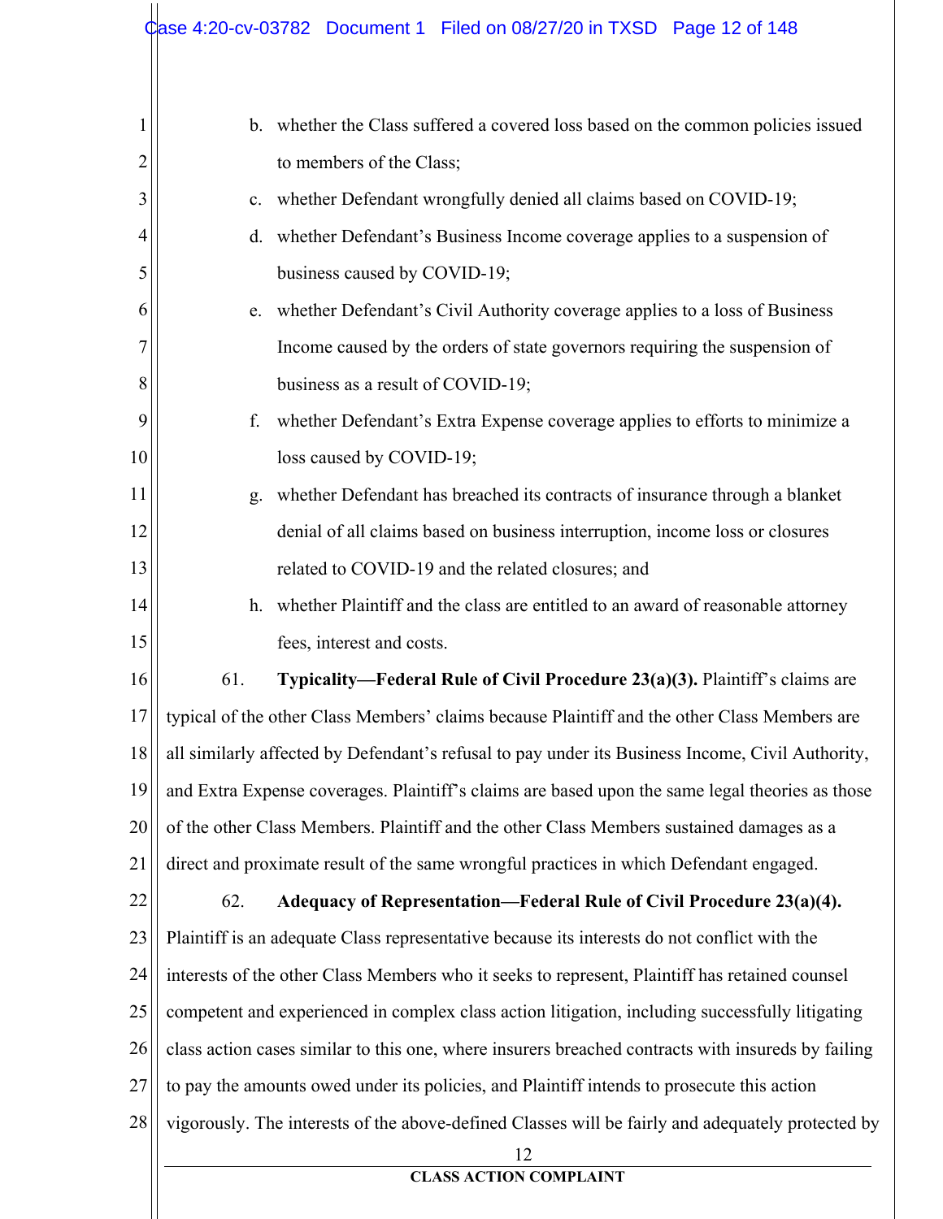b. whether the Class suffered a covered loss based on the common policies issued to members of the Class;

c. whether Defendant wrongfully denied all claims based on COVID-19;

d. whether Defendant's Business Income coverage applies to a suspension of business caused by COVID-19;

e. whether Defendant's Civil Authority coverage applies to a loss of Business Income caused by the orders of state governors requiring the suspension of business as a result of COVID-19;

f. whether Defendant's Extra Expense coverage applies to efforts to minimize a loss caused by COVID-19;

g. whether Defendant has breached its contracts of insurance through a blanket denial of all claims based on business interruption, income loss or closures related to COVID-19 and the related closures; and

h. whether Plaintiff and the class are entitled to an award of reasonable attorney fees, interest and costs.

61. **Typicality—Federal Rule of Civil Procedure 23(a)(3).** Plaintiff's claims are typical of the other Class Members' claims because Plaintiff and the other Class Members are all similarly affected by Defendant's refusal to pay under its Business Income, Civil Authority, and Extra Expense coverages. Plaintiff's claims are based upon the same legal theories as those of the other Class Members. Plaintiff and the other Class Members sustained damages as a direct and proximate result of the same wrongful practices in which Defendant engaged.

62. **Adequacy of Representation—Federal Rule of Civil Procedure 23(a)(4).** Plaintiff is an adequate Class representative because its interests do not conflict with the interests of the other Class Members who it seeks to represent, Plaintiff has retained counsel competent and experienced in complex class action litigation, including successfully litigating class action cases similar to this one, where insurers breached contracts with insureds by failing to pay the amounts owed under its policies, and Plaintiff intends to prosecute this action vigorously. The interests of the above-defined Classes will be fairly and adequately protected by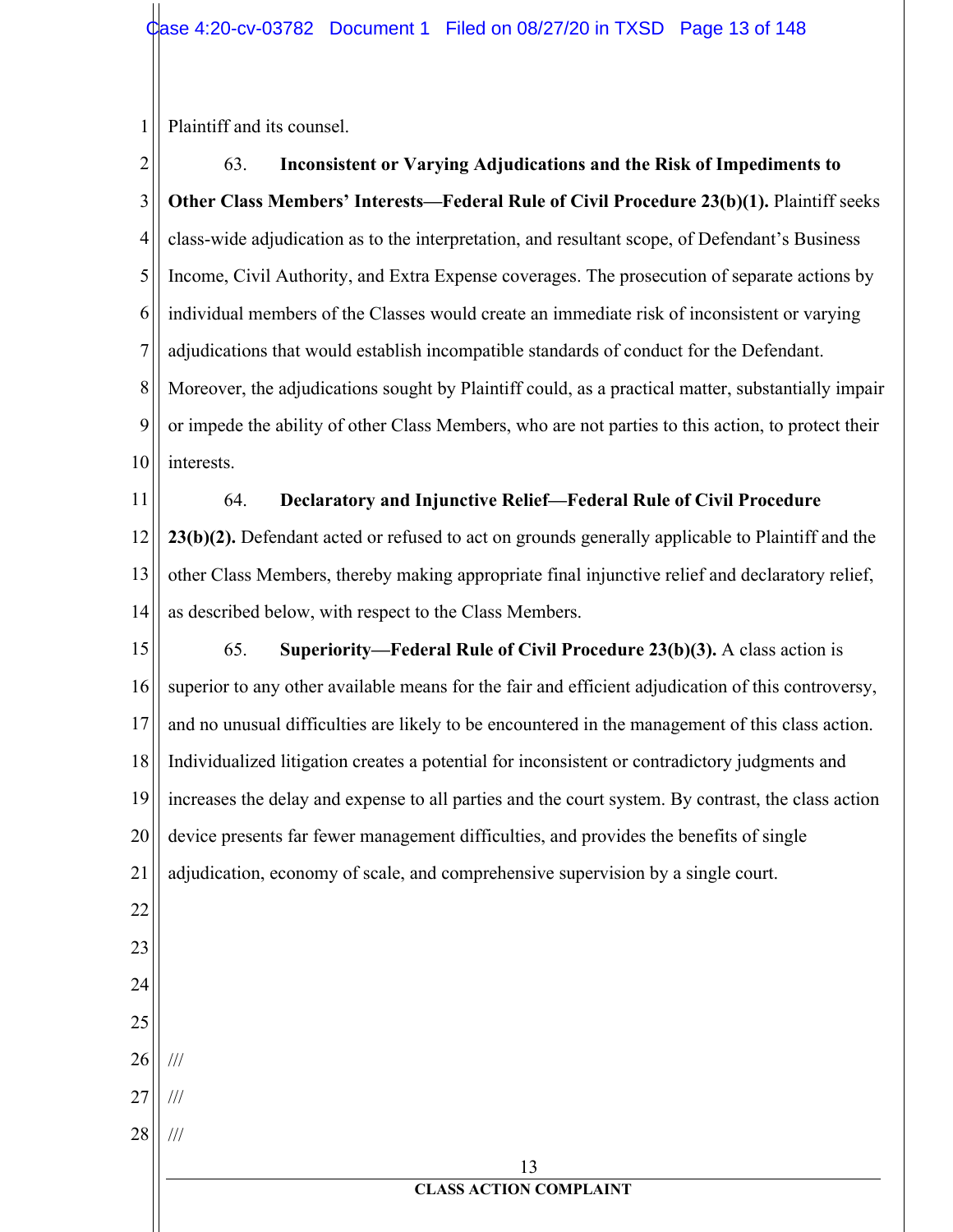Plaintiff and its counsel.

63. **Inconsistent or Varying Adjudications and the Risk of Impediments to Other Class Members' Interests—Federal Rule of Civil Procedure 23(b)(1).** Plaintiff seeks class-wide adjudication as to the interpretation, and resultant scope, of Defendant's Business Income, Civil Authority, and Extra Expense coverages. The prosecution of separate actions by individual members of the Classes would create an immediate risk of inconsistent or varying adjudications that would establish incompatible standards of conduct for the Defendant. Moreover, the adjudications sought by Plaintiff could, as a practical matter, substantially impair or impede the ability of other Class Members, who are not parties to this action, to protect their interests.

64. **Declaratory and Injunctive Relief—Federal Rule of Civil Procedure 23(b)(2).** Defendant acted or refused to act on grounds generally applicable to Plaintiff and the other Class Members, thereby making appropriate final injunctive relief and declaratory relief, as described below, with respect to the Class Members.

65. **Superiority—Federal Rule of Civil Procedure 23(b)(3).** A class action is superior to any other available means for the fair and efficient adjudication of this controversy, and no unusual difficulties are likely to be encountered in the management of this class action. Individualized litigation creates a potential for inconsistent or contradictory judgments and increases the delay and expense to all parties and the court system. By contrast, the class action device presents far fewer management difficulties, and provides the benefits of single adjudication, economy of scale, and comprehensive supervision by a single court.

///

///

///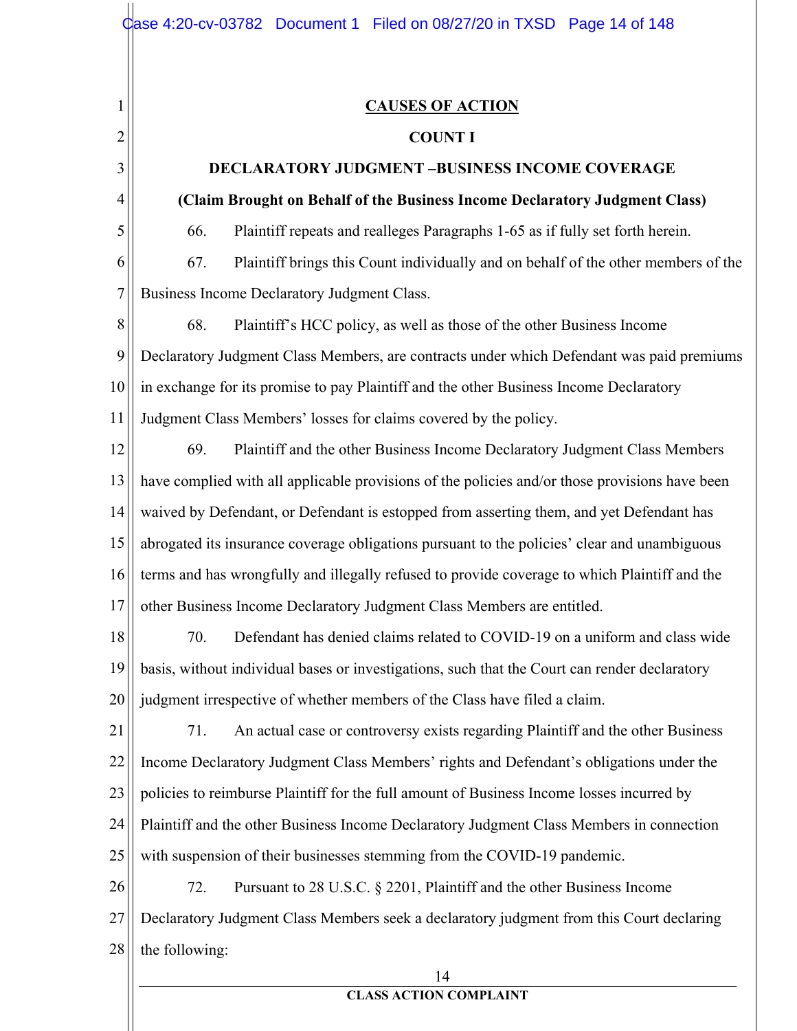## CAUSES OF ACTION

### COUNT I

### DECLARATORY JUDGMENT –BUSINESS INCOME COVERAGE

**(Claim Brought on Behalf of the Business Income Declaratory Judgment Class)**

66. Plaintiff repeats and realleges Paragraphs 1-65 as if fully set forth herein.

67. Plaintiff brings this Count individually and on behalf of the other members of the Business Income Declaratory Judgment Class.

68. Plaintiff's HCC policy, as well as those of the other Business Income Declaratory Judgment Class Members, are contracts under which Defendant was paid premiums in exchange for its promise to pay Plaintiff and the other Business Income Declaratory Judgment Class Members' losses for claims covered by the policy.

69. Plaintiff and the other Business Income Declaratory Judgment Class Members have complied with all applicable provisions of the policies and/or those provisions have been waived by Defendant, or Defendant is estopped from asserting them, and yet Defendant has abrogated its insurance coverage obligations pursuant to the policies' clear and unambiguous terms and has wrongfully and illegally refused to provide coverage to which Plaintiff and the other Business Income Declaratory Judgment Class Members are entitled.

70. Defendant has denied claims related to COVID-19 on a uniform and class wide basis, without individual bases or investigations, such that the Court can render declaratory judgment irrespective of whether members of the Class have filed a claim.

71. An actual case or controversy exists regarding Plaintiff and the other Business Income Declaratory Judgment Class Members' rights and Defendant's obligations under the policies to reimburse Plaintiff for the full amount of Business Income losses incurred by Plaintiff and the other Business Income Declaratory Judgment Class Members in connection with suspension of their businesses stemming from the COVID-19 pandemic.

72. Pursuant to 28 U.S.C. § 2201, Plaintiff and the other Business Income Declaratory Judgment Class Members seek a declaratory judgment from this Court declaring the following: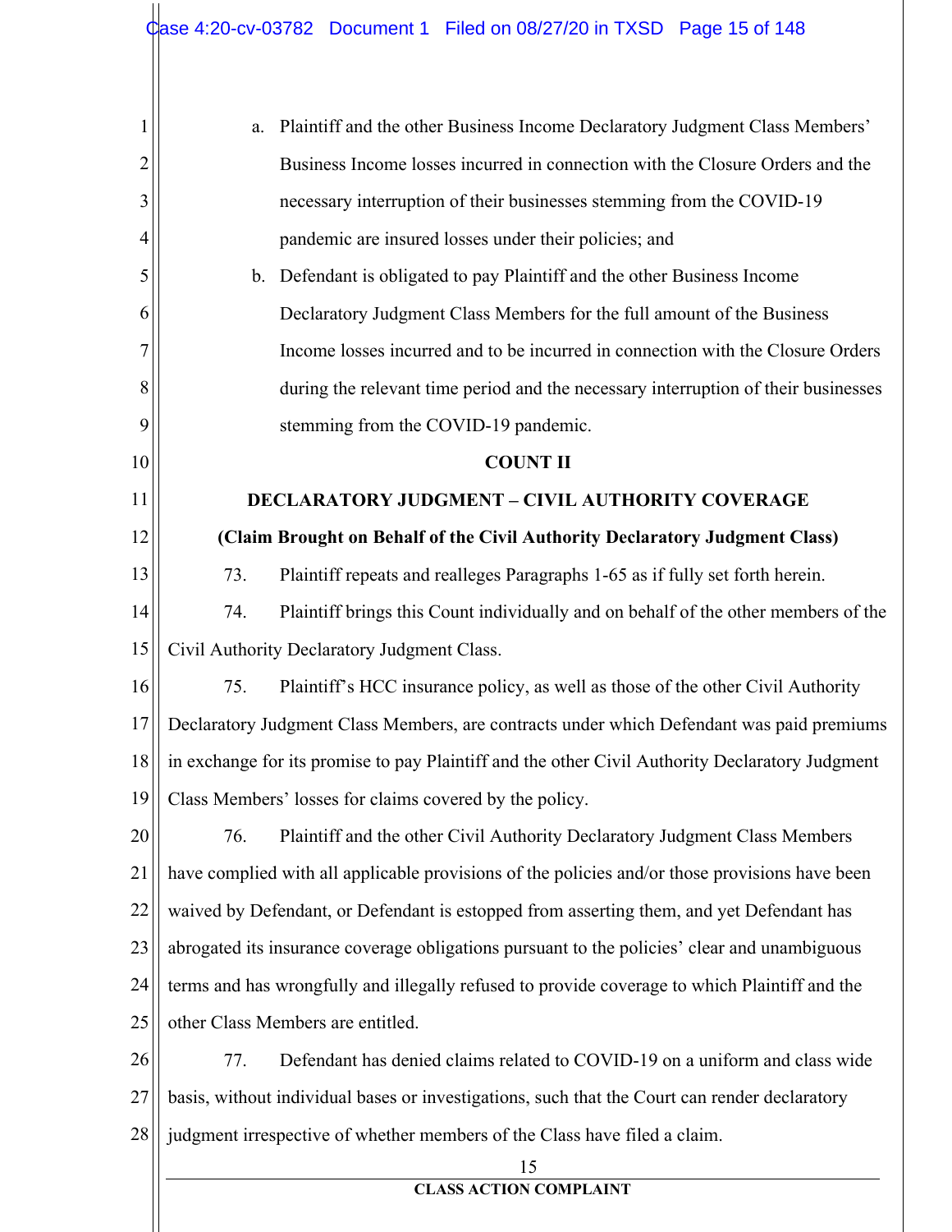a. Plaintiff and the other Business Income Declaratory Judgment Class Members' Business Income losses incurred in connection with the Closure Orders and the necessary interruption of their businesses stemming from the COVID-19 pandemic are insured losses under their policies; and

b. Defendant is obligated to pay Plaintiff and the other Business Income Declaratory Judgment Class Members for the full amount of the Business Income losses incurred and to be incurred in connection with the Closure Orders during the relevant time period and the necessary interruption of their businesses stemming from the COVID-19 pandemic.

**COUNT II**

**DECLARATORY JUDGMENT – CIVIL AUTHORITY COVERAGE**

**(Claim Brought on Behalf of the Civil Authority Declaratory Judgment Class)**

73. Plaintiff repeats and realleges Paragraphs 1-65 as if fully set forth herein.

74. Plaintiff brings this Count individually and on behalf of the other members of the Civil Authority Declaratory Judgment Class.

75. Plaintiff's HCC insurance policy, as well as those of the other Civil Authority Declaratory Judgment Class Members, are contracts under which Defendant was paid premiums in exchange for its promise to pay Plaintiff and the other Civil Authority Declaratory Judgment Class Members' losses for claims covered by the policy.

76. Plaintiff and the other Civil Authority Declaratory Judgment Class Members have complied with all applicable provisions of the policies and/or those provisions have been waived by Defendant, or Defendant is estopped from asserting them, and yet Defendant has abrogated its insurance coverage obligations pursuant to the policies' clear and unambiguous terms and has wrongfully and illegally refused to provide coverage to which Plaintiff and the other Class Members are entitled.

77. Defendant has denied claims related to COVID-19 on a uniform and class wide basis, without individual bases or investigations, such that the Court can render declaratory judgment irrespective of whether members of the Class have filed a claim.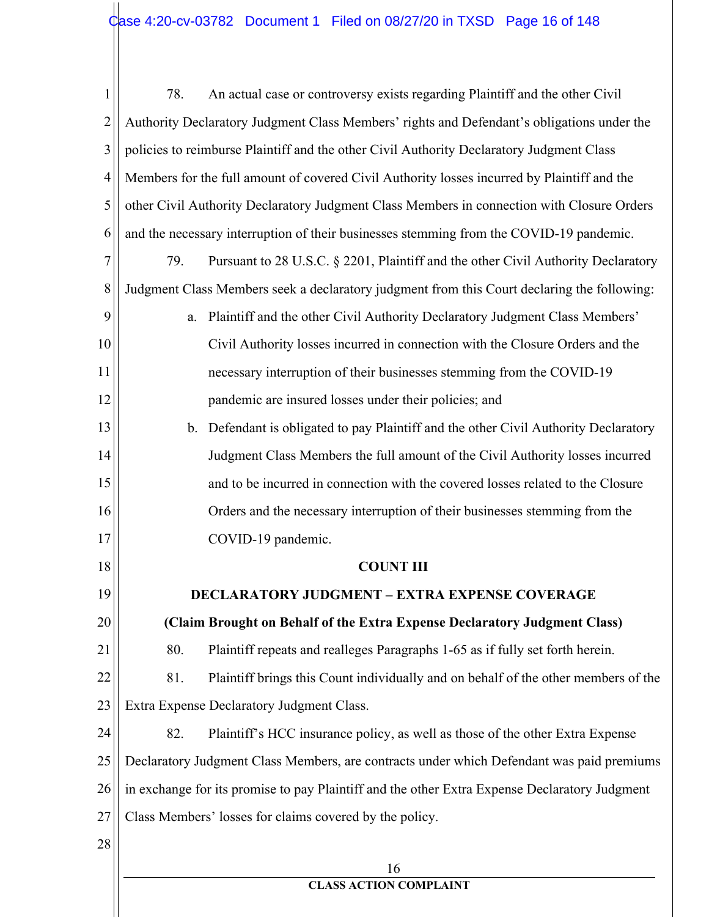78. An actual case or controversy exists regarding Plaintiff and the other Civil Authority Declaratory Judgment Class Members' rights and Defendant's obligations under the policies to reimburse Plaintiff and the other Civil Authority Declaratory Judgment Class Members for the full amount of covered Civil Authority losses incurred by Plaintiff and the other Civil Authority Declaratory Judgment Class Members in connection with Closure Orders and the necessary interruption of their businesses stemming from the COVID-19 pandemic.

79. Pursuant to 28 U.S.C. § 2201, Plaintiff and the other Civil Authority Declaratory Judgment Class Members seek a declaratory judgment from this Court declaring the following:

a. Plaintiff and the other Civil Authority Declaratory Judgment Class Members' Civil Authority losses incurred in connection with the Closure Orders and the necessary interruption of their businesses stemming from the COVID-19 pandemic are insured losses under their policies; and

b. Defendant is obligated to pay Plaintiff and the other Civil Authority Declaratory Judgment Class Members the full amount of the Civil Authority losses incurred and to be incurred in connection with the covered losses related to the Closure Orders and the necessary interruption of their businesses stemming from the COVID-19 pandemic.

**COUNT III**

**DECLARATORY JUDGMENT – EXTRA EXPENSE COVERAGE**

**(Claim Brought on Behalf of the Extra Expense Declaratory Judgment Class)**

80. Plaintiff repeats and realleges Paragraphs 1-65 as if fully set forth herein.

81. Plaintiff brings this Count individually and on behalf of the other members of the Extra Expense Declaratory Judgment Class.

82. Plaintiff's HCC insurance policy, as well as those of the other Extra Expense Declaratory Judgment Class Members, are contracts under which Defendant was paid premiums in exchange for its promise to pay Plaintiff and the other Extra Expense Declaratory Judgment Class Members' losses for claims covered by the policy.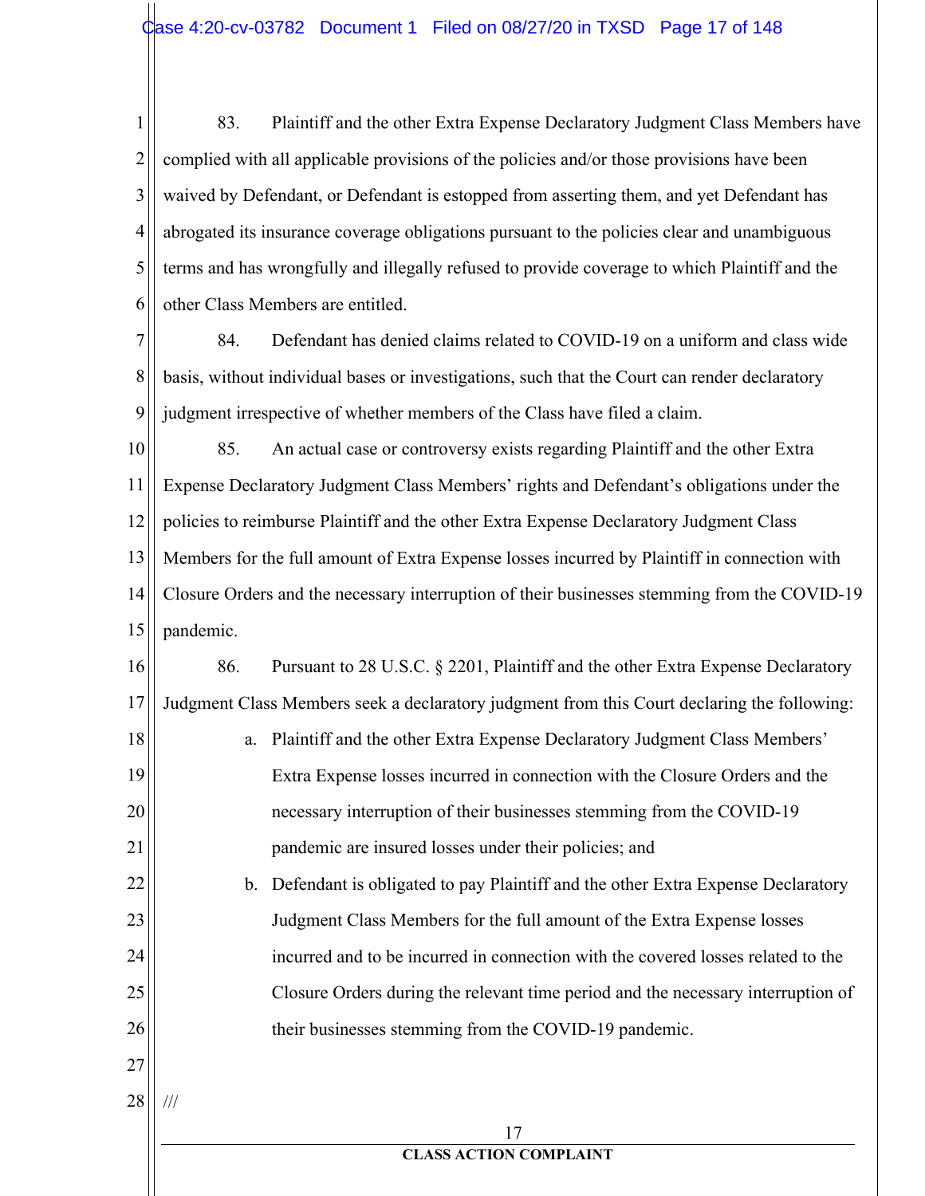83. Plaintiff and the other Extra Expense Declaratory Judgment Class Members have complied with all applicable provisions of the policies and/or those provisions have been waived by Defendant, or Defendant is estopped from asserting them, and yet Defendant has abrogated its insurance coverage obligations pursuant to the policies clear and unambiguous terms and has wrongfully and illegally refused to provide coverage to which Plaintiff and the other Class Members are entitled.

84. Defendant has denied claims related to COVID-19 on a uniform and class wide basis, without individual bases or investigations, such that the Court can render declaratory judgment irrespective of whether members of the Class have filed a claim.

85. An actual case or controversy exists regarding Plaintiff and the other Extra Expense Declaratory Judgment Class Members' rights and Defendant's obligations under the policies to reimburse Plaintiff and the other Extra Expense Declaratory Judgment Class Members for the full amount of Extra Expense losses incurred by Plaintiff in connection with Closure Orders and the necessary interruption of their businesses stemming from the COVID-19 pandemic.

86. Pursuant to 28 U.S.C. § 2201, Plaintiff and the other Extra Expense Declaratory Judgment Class Members seek a declaratory judgment from this Court declaring the following:

a. Plaintiff and the other Extra Expense Declaratory Judgment Class Members' Extra Expense losses incurred in connection with the Closure Orders and the necessary interruption of their businesses stemming from the COVID-19 pandemic are insured losses under their policies; and

b. Defendant is obligated to pay Plaintiff and the other Extra Expense Declaratory Judgment Class Members for the full amount of the Extra Expense losses incurred and to be incurred in connection with the covered losses related to the Closure Orders during the relevant time period and the necessary interruption of their businesses stemming from the COVID-19 pandemic.

///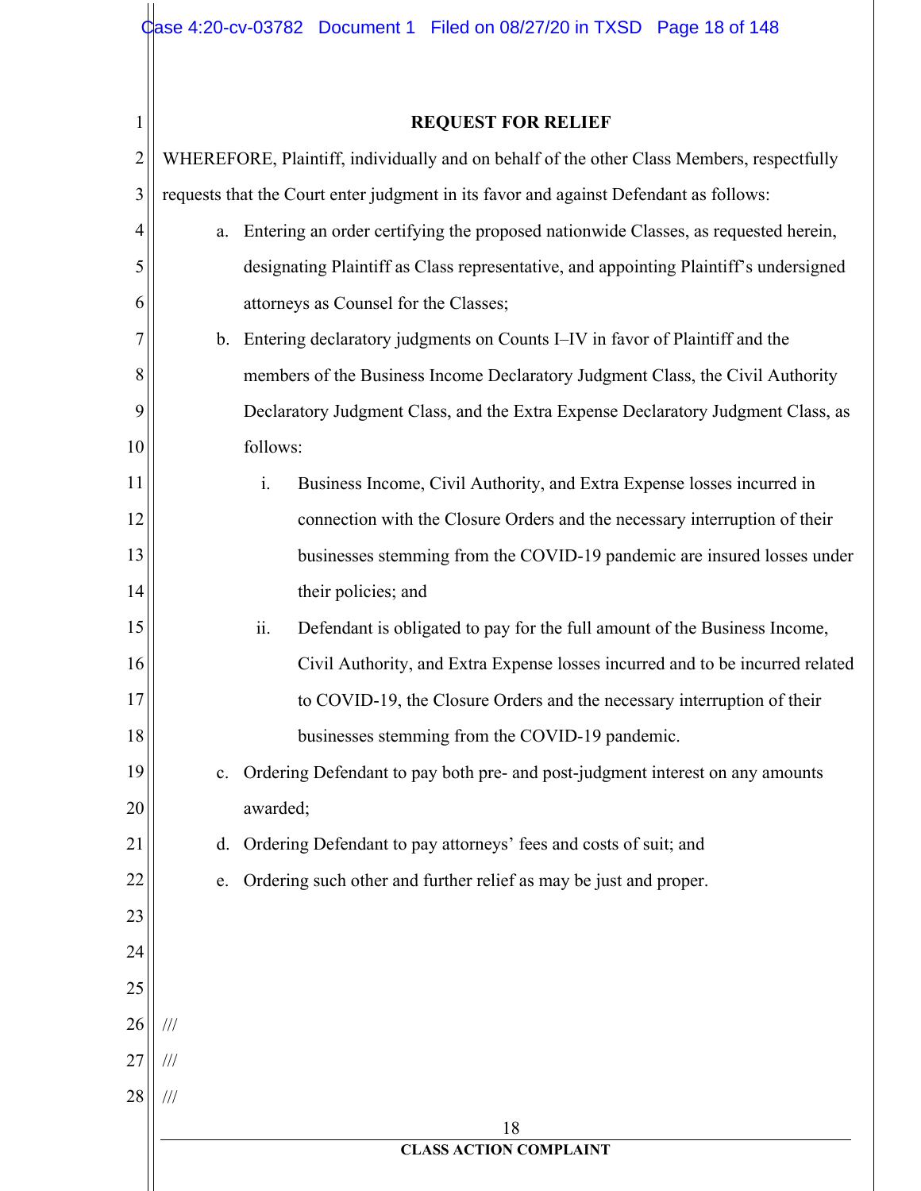## REQUEST FOR RELIEF

WHEREFORE, Plaintiff, individually and on behalf of the other Class Members, respectfully requests that the Court enter judgment in its favor and against Defendant as follows:

a. Entering an order certifying the proposed nationwide Classes, as requested herein, designating Plaintiff as Class representative, and appointing Plaintiff's undersigned attorneys as Counsel for the Classes;

b. Entering declaratory judgments on Counts I–IV in favor of Plaintiff and the members of the Business Income Declaratory Judgment Class, the Civil Authority Declaratory Judgment Class, and the Extra Expense Declaratory Judgment Class, as follows:

   i. Business Income, Civil Authority, and Extra Expense losses incurred in connection with the Closure Orders and the necessary interruption of their businesses stemming from the COVID-19 pandemic are insured losses under their policies; and

   ii. Defendant is obligated to pay for the full amount of the Business Income, Civil Authority, and Extra Expense losses incurred and to be incurred related to COVID-19, the Closure Orders and the necessary interruption of their businesses stemming from the COVID-19 pandemic.

c. Ordering Defendant to pay both pre- and post-judgment interest on any amounts awarded;

d. Ordering Defendant to pay attorneys' fees and costs of suit; and

e. Ordering such other and further relief as may be just and proper.

///

///

///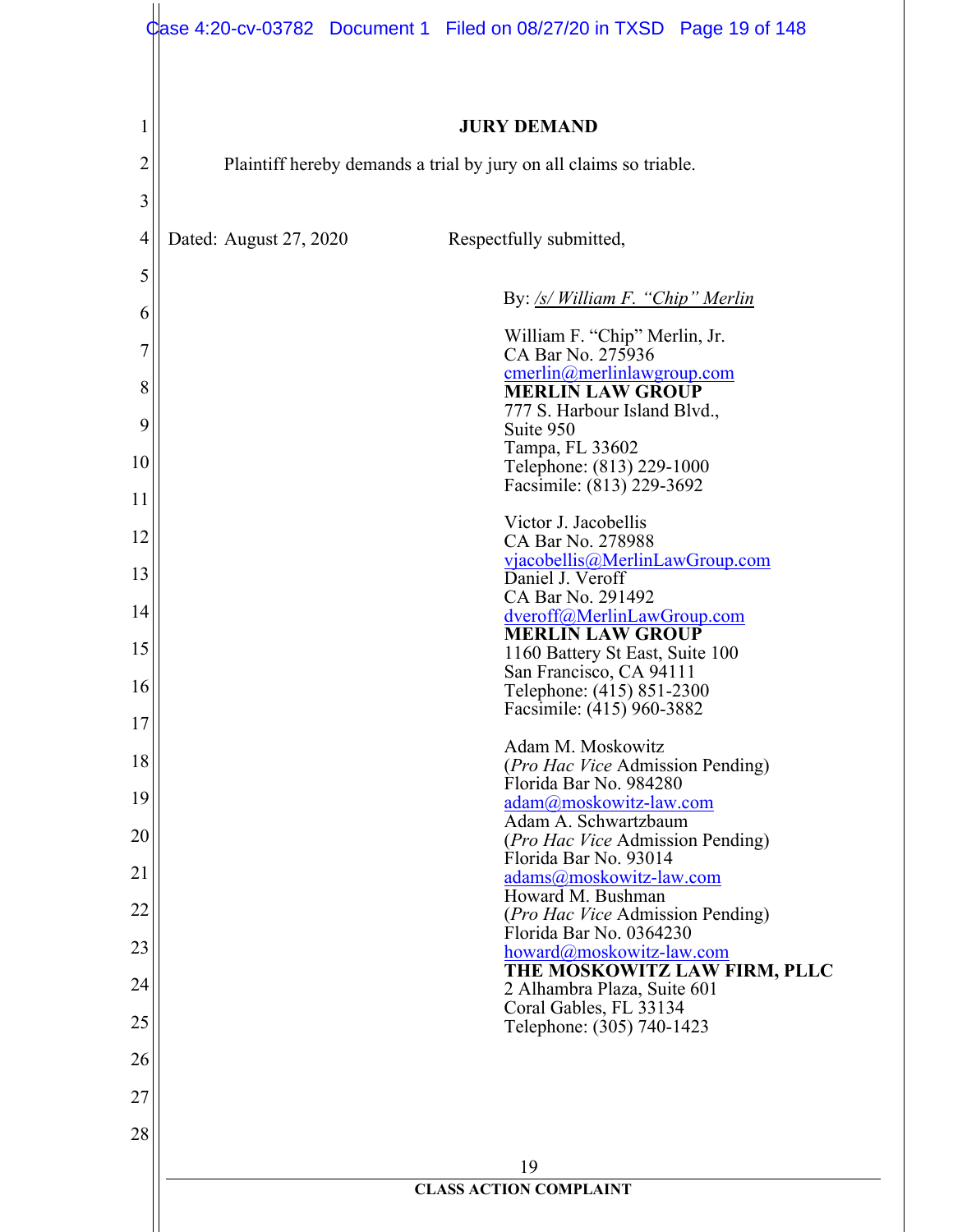## JURY DEMAND

Plaintiff hereby demands a trial by jury on all claims so triable.

Dated: August 27, 2020

Respectfully submitted,

By: */s/ William F. "Chip" Merlin*

William F. "Chip" Merlin, Jr.
CA Bar No. 275936
cmerlin@merlinlawgroup.com
**MERLIN LAW GROUP**
777 S. Harbour Island Blvd.,
Suite 950
Tampa, FL 33602
Telephone: (813) 229-1000
Facsimile: (813) 229-3692

Victor J. Jacobellis
CA Bar No. 278988
vjacobellis@MerlinLawGroup.com
Daniel J. Veroff
CA Bar No. 291492
dveroff@MerlinLawGroup.com
**MERLIN LAW GROUP**
1160 Battery St East, Suite 100
San Francisco, CA 94111
Telephone: (415) 851-2300
Facsimile: (415) 960-3882

Adam M. Moskowitz
(*Pro Hac Vice* Admission Pending)
Florida Bar No. 984280
adam@moskowitz-law.com
Adam A. Schwartzbaum
(*Pro Hac Vice* Admission Pending)
Florida Bar No. 93014
adams@moskowitz-law.com
Howard M. Bushman
(*Pro Hac Vice* Admission Pending)
Florida Bar No. 0364230
howard@moskowitz-law.com
**THE MOSKOWITZ LAW FIRM, PLLC**
2 Alhambra Plaza, Suite 601
Coral Gables, FL 33134
Telephone: (305) 740-1423